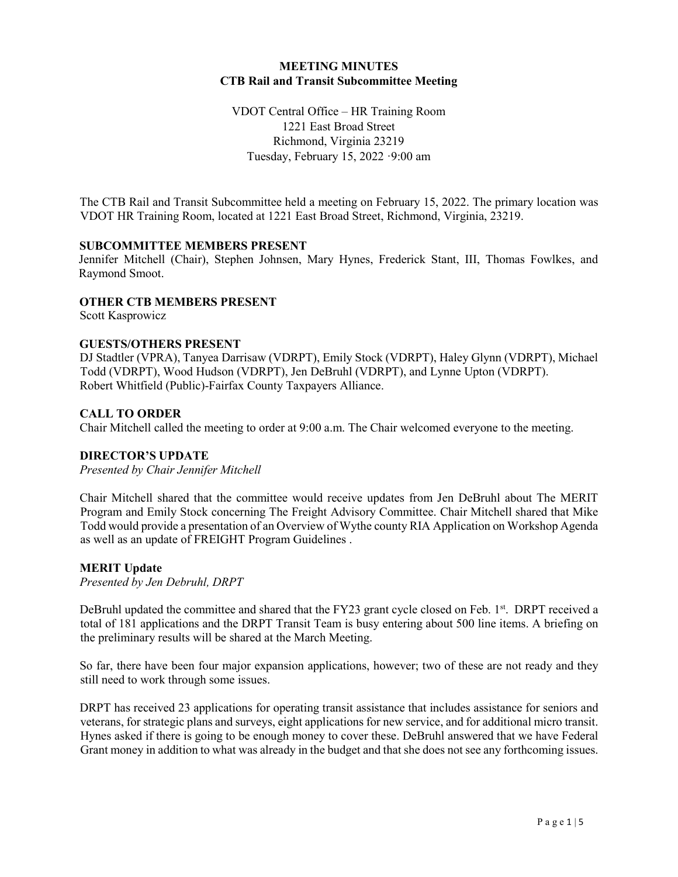**MEETING MINUTES**
**CTB Rail and Transit Subcommittee Meeting**

VDOT Central Office – HR Training Room
1221 East Broad Street
Richmond, Virginia 23219
Tuesday, February 15, 2022 ·9:00 am

The CTB Rail and Transit Subcommittee held a meeting on February 15, 2022. The primary location was VDOT HR Training Room, located at 1221 East Broad Street, Richmond, Virginia, 23219.

### SUBCOMMITTEE MEMBERS PRESENT

Jennifer Mitchell (Chair), Stephen Johnsen, Mary Hynes, Frederick Stant, III, Thomas Fowlkes, and Raymond Smoot.

### OTHER CTB MEMBERS PRESENT

Scott Kasprowicz

### GUESTS/OTHERS PRESENT

DJ Stadtler (VPRA), Tanyea Darrisaw (VDRPT), Emily Stock (VDRPT), Haley Glynn (VDRPT), Michael Todd (VDRPT), Wood Hudson (VDRPT), Jen DeBruhl (VDRPT), and Lynne Upton (VDRPT).
Robert Whitfield (Public)-Fairfax County Taxpayers Alliance.

### CALL TO ORDER

Chair Mitchell called the meeting to order at 9:00 a.m. The Chair welcomed everyone to the meeting.

### DIRECTOR'S UPDATE

*Presented by Chair Jennifer Mitchell*

Chair Mitchell shared that the committee would receive updates from Jen DeBruhl about The MERIT Program and Emily Stock concerning The Freight Advisory Committee. Chair Mitchell shared that Mike Todd would provide a presentation of an Overview of Wythe county RIA Application on Workshop Agenda as well as an update of FREIGHT Program Guidelines .

### MERIT Update

*Presented by Jen Debruhl, DRPT*

DeBruhl updated the committee and shared that the FY23 grant cycle closed on Feb. 1st. DRPT received a total of 181 applications and the DRPT Transit Team is busy entering about 500 line items. A briefing on the preliminary results will be shared at the March Meeting.

So far, there have been four major expansion applications, however; two of these are not ready and they still need to work through some issues.

DRPT has received 23 applications for operating transit assistance that includes assistance for seniors and veterans, for strategic plans and surveys, eight applications for new service, and for additional micro transit. Hynes asked if there is going to be enough money to cover these. DeBruhl answered that we have Federal Grant money in addition to what was already in the budget and that she does not see any forthcoming issues.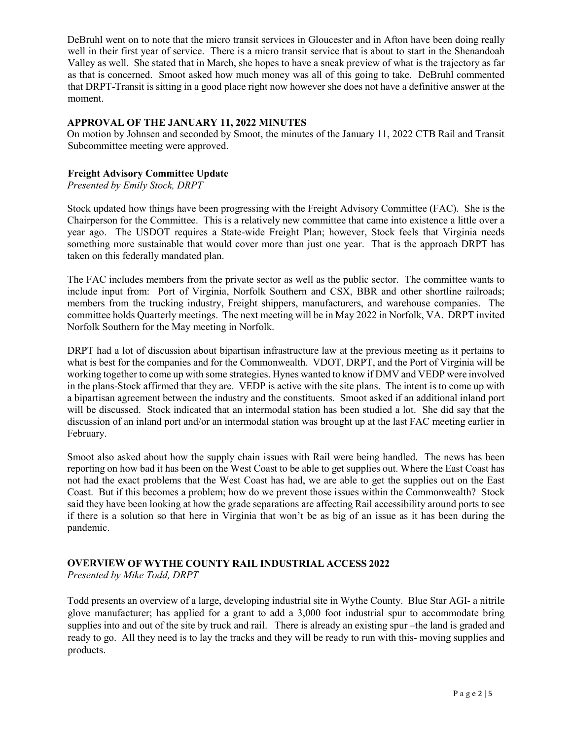DeBruhl went on to note that the micro transit services in Gloucester and in Afton have been doing really well in their first year of service. There is a micro transit service that is about to start in the Shenandoah Valley as well. She stated that in March, she hopes to have a sneak preview of what is the trajectory as far as that is concerned. Smoot asked how much money was all of this going to take. DeBruhl commented that DRPT-Transit is sitting in a good place right now however she does not have a definitive answer at the moment.

## APPROVAL OF THE JANUARY 11, 2022 MINUTES

On motion by Johnsen and seconded by Smoot, the minutes of the January 11, 2022 CTB Rail and Transit Subcommittee meeting were approved.

## Freight Advisory Committee Update

*Presented by Emily Stock, DRPT*

Stock updated how things have been progressing with the Freight Advisory Committee (FAC). She is the Chairperson for the Committee. This is a relatively new committee that came into existence a little over a year ago. The USDOT requires a State-wide Freight Plan; however, Stock feels that Virginia needs something more sustainable that would cover more than just one year. That is the approach DRPT has taken on this federally mandated plan.

The FAC includes members from the private sector as well as the public sector. The committee wants to include input from: Port of Virginia, Norfolk Southern and CSX, BBR and other shortline railroads; members from the trucking industry, Freight shippers, manufacturers, and warehouse companies. The committee holds Quarterly meetings. The next meeting will be in May 2022 in Norfolk, VA. DRPT invited Norfolk Southern for the May meeting in Norfolk.

DRPT had a lot of discussion about bipartisan infrastructure law at the previous meeting as it pertains to what is best for the companies and for the Commonwealth. VDOT, DRPT, and the Port of Virginia will be working together to come up with some strategies. Hynes wanted to know if DMV and VEDP were involved in the plans-Stock affirmed that they are. VEDP is active with the site plans. The intent is to come up with a bipartisan agreement between the industry and the constituents. Smoot asked if an additional inland port will be discussed. Stock indicated that an intermodal station has been studied a lot. She did say that the discussion of an inland port and/or an intermodal station was brought up at the last FAC meeting earlier in February.

Smoot also asked about how the supply chain issues with Rail were being handled. The news has been reporting on how bad it has been on the West Coast to be able to get supplies out. Where the East Coast has not had the exact problems that the West Coast has had, we are able to get the supplies out on the East Coast. But if this becomes a problem; how do we prevent those issues within the Commonwealth? Stock said they have been looking at how the grade separations are affecting Rail accessibility around ports to see if there is a solution so that here in Virginia that won't be as big of an issue as it has been during the pandemic.

## OVERVIEW OF WYTHE COUNTY RAIL INDUSTRIAL ACCESS 2022

*Presented by Mike Todd, DRPT*

Todd presents an overview of a large, developing industrial site in Wythe County. Blue Star AGI- a nitrile glove manufacturer; has applied for a grant to add a 3,000 foot industrial spur to accommodate bring supplies into and out of the site by truck and rail. There is already an existing spur –the land is graded and ready to go. All they need is to lay the tracks and they will be ready to run with this- moving supplies and products.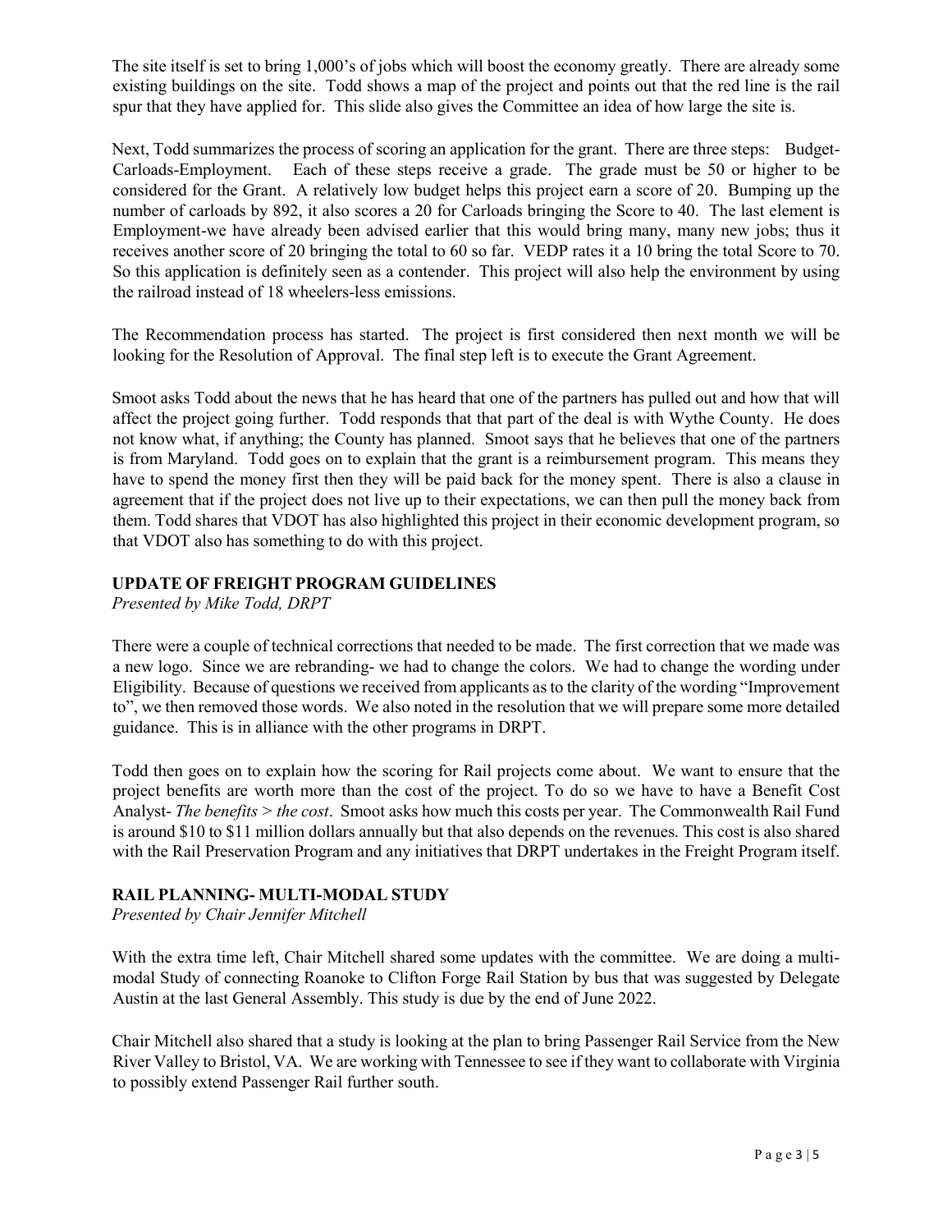The site itself is set to bring 1,000's of jobs which will boost the economy greatly. There are already some existing buildings on the site. Todd shows a map of the project and points out that the red line is the rail spur that they have applied for. This slide also gives the Committee an idea of how large the site is.

Next, Todd summarizes the process of scoring an application for the grant. There are three steps: Budget-Carloads-Employment. Each of these steps receive a grade. The grade must be 50 or higher to be considered for the Grant. A relatively low budget helps this project earn a score of 20. Bumping up the number of carloads by 892, it also scores a 20 for Carloads bringing the Score to 40. The last element is Employment-we have already been advised earlier that this would bring many, many new jobs; thus it receives another score of 20 bringing the total to 60 so far. VEDP rates it a 10 bring the total Score to 70. So this application is definitely seen as a contender. This project will also help the environment by using the railroad instead of 18 wheelers-less emissions.

The Recommendation process has started. The project is first considered then next month we will be looking for the Resolution of Approval. The final step left is to execute the Grant Agreement.

Smoot asks Todd about the news that he has heard that one of the partners has pulled out and how that will affect the project going further. Todd responds that that part of the deal is with Wythe County. He does not know what, if anything; the County has planned. Smoot says that he believes that one of the partners is from Maryland. Todd goes on to explain that the grant is a reimbursement program. This means they have to spend the money first then they will be paid back for the money spent. There is also a clause in agreement that if the project does not live up to their expectations, we can then pull the money back from them. Todd shares that VDOT has also highlighted this project in their economic development program, so that VDOT also has something to do with this project.

## UPDATE OF FREIGHT PROGRAM GUIDELINES

*Presented by Mike Todd, DRPT*

There were a couple of technical corrections that needed to be made. The first correction that we made was a new logo. Since we are rebranding- we had to change the colors. We had to change the wording under Eligibility. Because of questions we received from applicants as to the clarity of the wording "Improvement to", we then removed those words. We also noted in the resolution that we will prepare some more detailed guidance. This is in alliance with the other programs in DRPT.

Todd then goes on to explain how the scoring for Rail projects come about. We want to ensure that the project benefits are worth more than the cost of the project. To do so we have to have a Benefit Cost Analyst- *The benefits > the cost*. Smoot asks how much this costs per year. The Commonwealth Rail Fund is around $10 to $11 million dollars annually but that also depends on the revenues. This cost is also shared with the Rail Preservation Program and any initiatives that DRPT undertakes in the Freight Program itself.

## RAIL PLANNING- MULTI-MODAL STUDY

*Presented by Chair Jennifer Mitchell*

With the extra time left, Chair Mitchell shared some updates with the committee. We are doing a multi-modal Study of connecting Roanoke to Clifton Forge Rail Station by bus that was suggested by Delegate Austin at the last General Assembly. This study is due by the end of June 2022.

Chair Mitchell also shared that a study is looking at the plan to bring Passenger Rail Service from the New River Valley to Bristol, VA. We are working with Tennessee to see if they want to collaborate with Virginia to possibly extend Passenger Rail further south.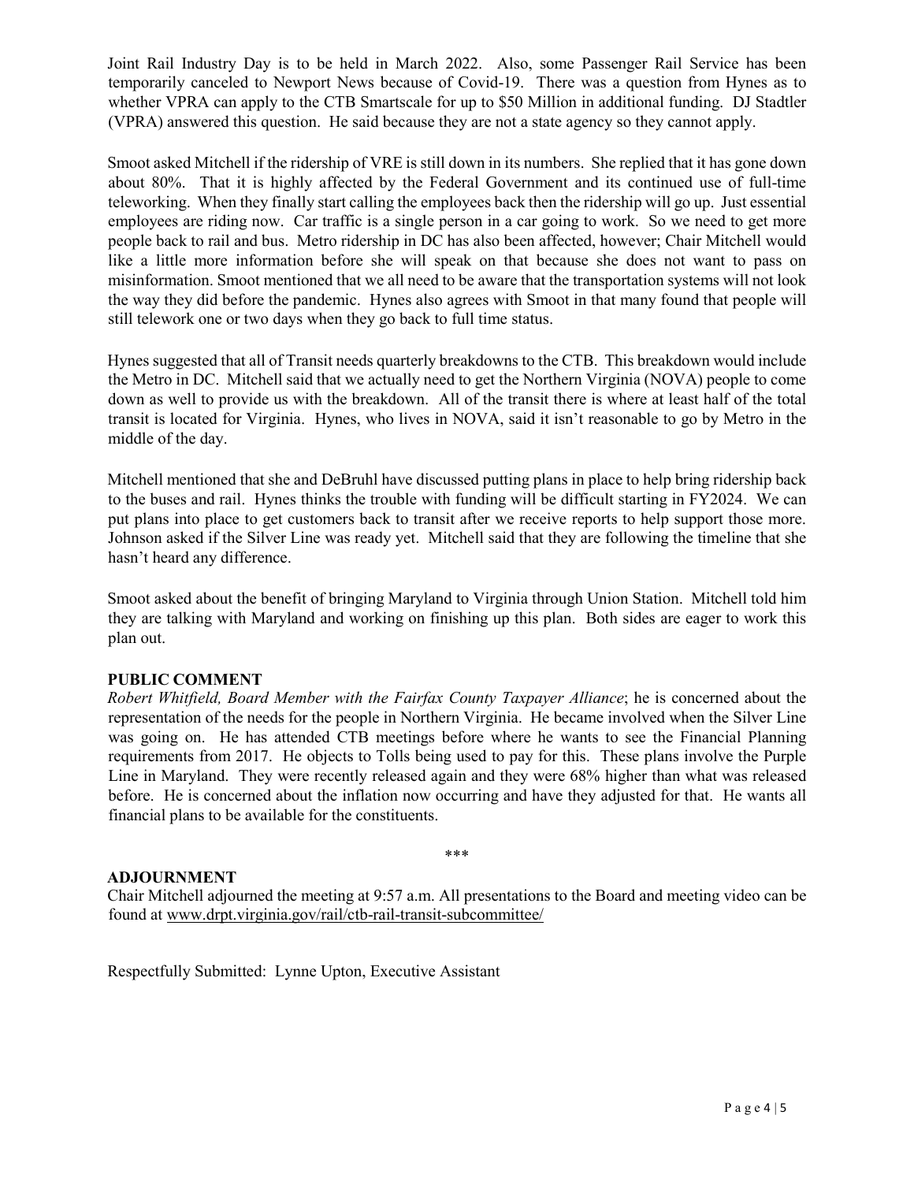Joint Rail Industry Day is to be held in March 2022. Also, some Passenger Rail Service has been temporarily canceled to Newport News because of Covid-19. There was a question from Hynes as to whether VPRA can apply to the CTB Smartscale for up to $50 Million in additional funding. DJ Stadtler (VPRA) answered this question. He said because they are not a state agency so they cannot apply.

Smoot asked Mitchell if the ridership of VRE is still down in its numbers. She replied that it has gone down about 80%. That it is highly affected by the Federal Government and its continued use of full-time teleworking. When they finally start calling the employees back then the ridership will go up. Just essential employees are riding now. Car traffic is a single person in a car going to work. So we need to get more people back to rail and bus. Metro ridership in DC has also been affected, however; Chair Mitchell would like a little more information before she will speak on that because she does not want to pass on misinformation. Smoot mentioned that we all need to be aware that the transportation systems will not look the way they did before the pandemic. Hynes also agrees with Smoot in that many found that people will still telework one or two days when they go back to full time status.

Hynes suggested that all of Transit needs quarterly breakdowns to the CTB. This breakdown would include the Metro in DC. Mitchell said that we actually need to get the Northern Virginia (NOVA) people to come down as well to provide us with the breakdown. All of the transit there is where at least half of the total transit is located for Virginia. Hynes, who lives in NOVA, said it isn't reasonable to go by Metro in the middle of the day.

Mitchell mentioned that she and DeBruhl have discussed putting plans in place to help bring ridership back to the buses and rail. Hynes thinks the trouble with funding will be difficult starting in FY2024. We can put plans into place to get customers back to transit after we receive reports to help support those more. Johnson asked if the Silver Line was ready yet. Mitchell said that they are following the timeline that she hasn't heard any difference.

Smoot asked about the benefit of bringing Maryland to Virginia through Union Station. Mitchell told him they are talking with Maryland and working on finishing up this plan. Both sides are eager to work this plan out.

**PUBLIC COMMENT**

*Robert Whitfield, Board Member with the Fairfax County Taxpayer Alliance*; he is concerned about the representation of the needs for the people in Northern Virginia. He became involved when the Silver Line was going on. He has attended CTB meetings before where he wants to see the Financial Planning requirements from 2017. He objects to Tolls being used to pay for this. These plans involve the Purple Line in Maryland. They were recently released again and they were 68% higher than what was released before. He is concerned about the inflation now occurring and have they adjusted for that. He wants all financial plans to be available for the constituents.

\*\*\*

**ADJOURNMENT**

Chair Mitchell adjourned the meeting at 9:57 a.m. All presentations to the Board and meeting video can be found at www.drpt.virginia.gov/rail/ctb-rail-transit-subcommittee/

Respectfully Submitted: Lynne Upton, Executive Assistant